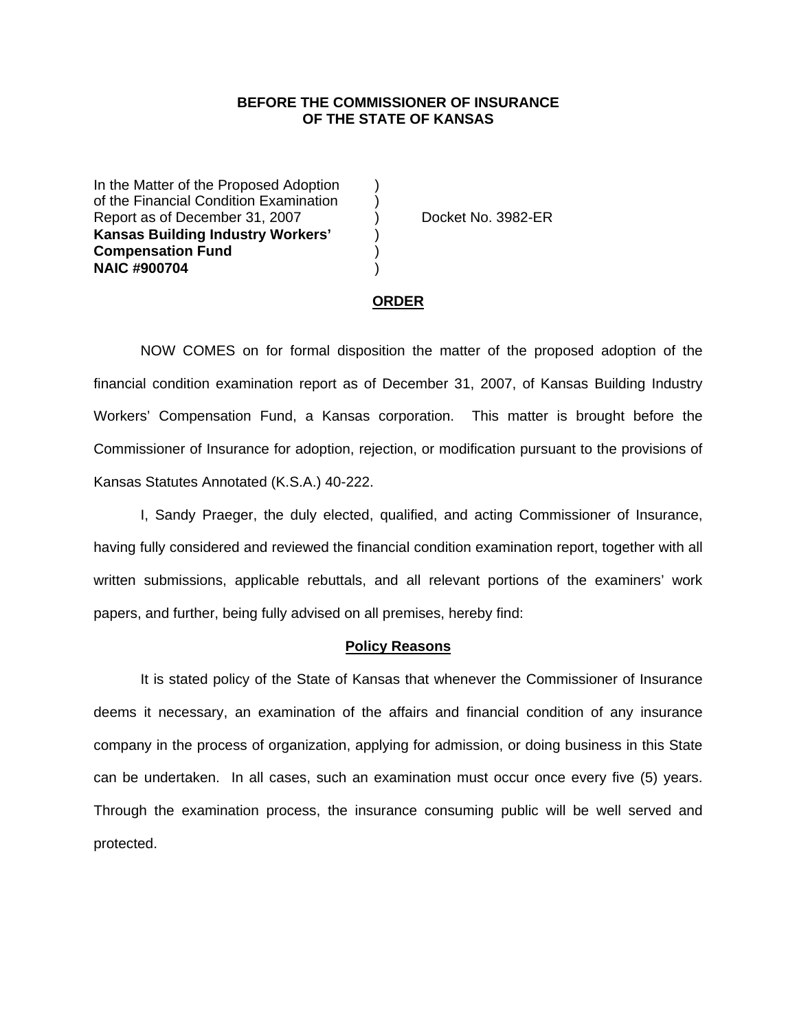**BEFORE THE COMMISSIONER OF INSURANCE**
**OF THE STATE OF KANSAS**

| | | |
|---|---|---|
| In the Matter of the Proposed Adoption | ) | |
| of the Financial Condition Examination | ) | |
| Report as of December 31, 2007 | ) | Docket No. 3982-ER |
| **Kansas Building Industry Workers'** | ) | |
| **Compensation Fund** | ) | |
| **NAIC #900704** | ) | |

## ORDER

NOW COMES on for formal disposition the matter of the proposed adoption of the financial condition examination report as of December 31, 2007, of Kansas Building Industry Workers' Compensation Fund, a Kansas corporation. This matter is brought before the Commissioner of Insurance for adoption, rejection, or modification pursuant to the provisions of Kansas Statutes Annotated (K.S.A.) 40-222.

I, Sandy Praeger, the duly elected, qualified, and acting Commissioner of Insurance, having fully considered and reviewed the financial condition examination report, together with all written submissions, applicable rebuttals, and all relevant portions of the examiners' work papers, and further, being fully advised on all premises, hereby find:

### Policy Reasons

It is stated policy of the State of Kansas that whenever the Commissioner of Insurance deems it necessary, an examination of the affairs and financial condition of any insurance company in the process of organization, applying for admission, or doing business in this State can be undertaken. In all cases, such an examination must occur once every five (5) years. Through the examination process, the insurance consuming public will be well served and protected.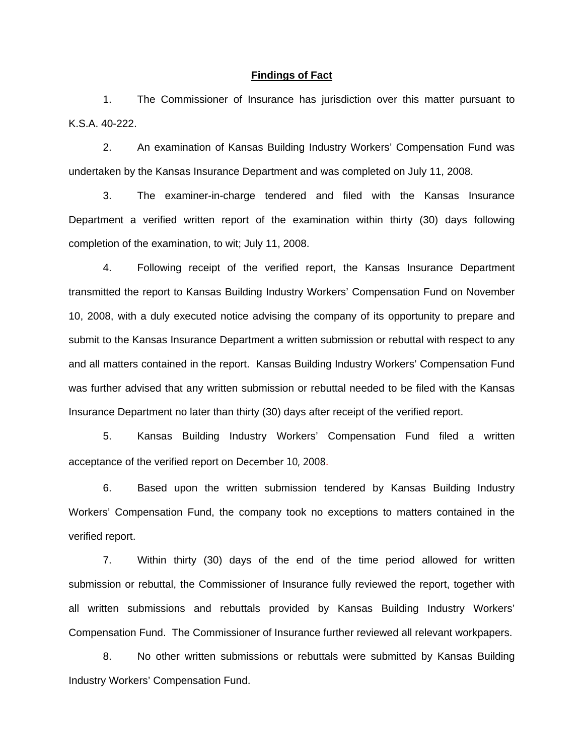## Findings of Fact

1. The Commissioner of Insurance has jurisdiction over this matter pursuant to K.S.A. 40-222.

2. An examination of Kansas Building Industry Workers' Compensation Fund was undertaken by the Kansas Insurance Department and was completed on July 11, 2008.

3. The examiner-in-charge tendered and filed with the Kansas Insurance Department a verified written report of the examination within thirty (30) days following completion of the examination, to wit; July 11, 2008.

4. Following receipt of the verified report, the Kansas Insurance Department transmitted the report to Kansas Building Industry Workers' Compensation Fund on November 10, 2008, with a duly executed notice advising the company of its opportunity to prepare and submit to the Kansas Insurance Department a written submission or rebuttal with respect to any and all matters contained in the report. Kansas Building Industry Workers' Compensation Fund was further advised that any written submission or rebuttal needed to be filed with the Kansas Insurance Department no later than thirty (30) days after receipt of the verified report.

5. Kansas Building Industry Workers' Compensation Fund filed a written acceptance of the verified report on December 10, 2008.

6. Based upon the written submission tendered by Kansas Building Industry Workers' Compensation Fund, the company took no exceptions to matters contained in the verified report.

7. Within thirty (30) days of the end of the time period allowed for written submission or rebuttal, the Commissioner of Insurance fully reviewed the report, together with all written submissions and rebuttals provided by Kansas Building Industry Workers' Compensation Fund. The Commissioner of Insurance further reviewed all relevant workpapers.

8. No other written submissions or rebuttals were submitted by Kansas Building Industry Workers' Compensation Fund.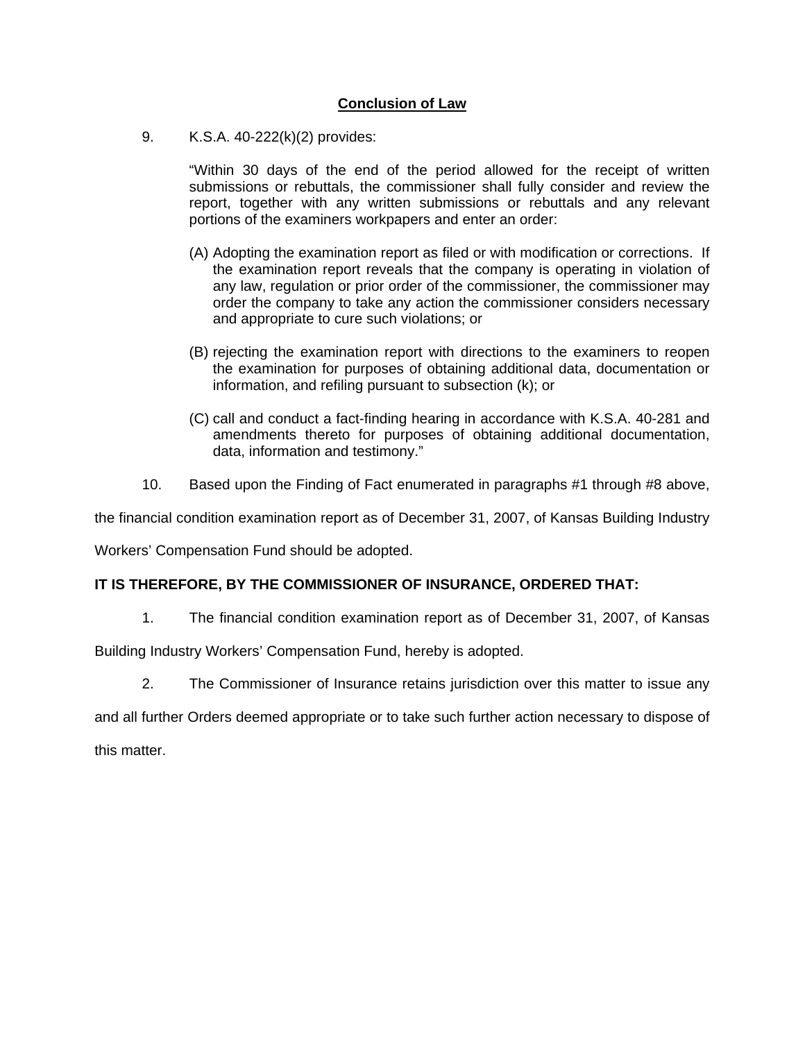## Conclusion of Law

9. K.S.A. 40-222(k)(2) provides:

> "Within 30 days of the end of the period allowed for the receipt of written submissions or rebuttals, the commissioner shall fully consider and review the report, together with any written submissions or rebuttals and any relevant portions of the examiners workpapers and enter an order:
>
> (A) Adopting the examination report as filed or with modification or corrections. If the examination report reveals that the company is operating in violation of any law, regulation or prior order of the commissioner, the commissioner may order the company to take any action the commissioner considers necessary and appropriate to cure such violations; or
>
> (B) rejecting the examination report with directions to the examiners to reopen the examination for purposes of obtaining additional data, documentation or information, and refiling pursuant to subsection (k); or
>
> (C) call and conduct a fact-finding hearing in accordance with K.S.A. 40-281 and amendments thereto for purposes of obtaining additional documentation, data, information and testimony."

10. Based upon the Finding of Fact enumerated in paragraphs #1 through #8 above, the financial condition examination report as of December 31, 2007, of Kansas Building Industry Workers' Compensation Fund should be adopted.

**IT IS THEREFORE, BY THE COMMISSIONER OF INSURANCE, ORDERED THAT:**

1. The financial condition examination report as of December 31, 2007, of Kansas Building Industry Workers' Compensation Fund, hereby is adopted.

2. The Commissioner of Insurance retains jurisdiction over this matter to issue any and all further Orders deemed appropriate or to take such further action necessary to dispose of this matter.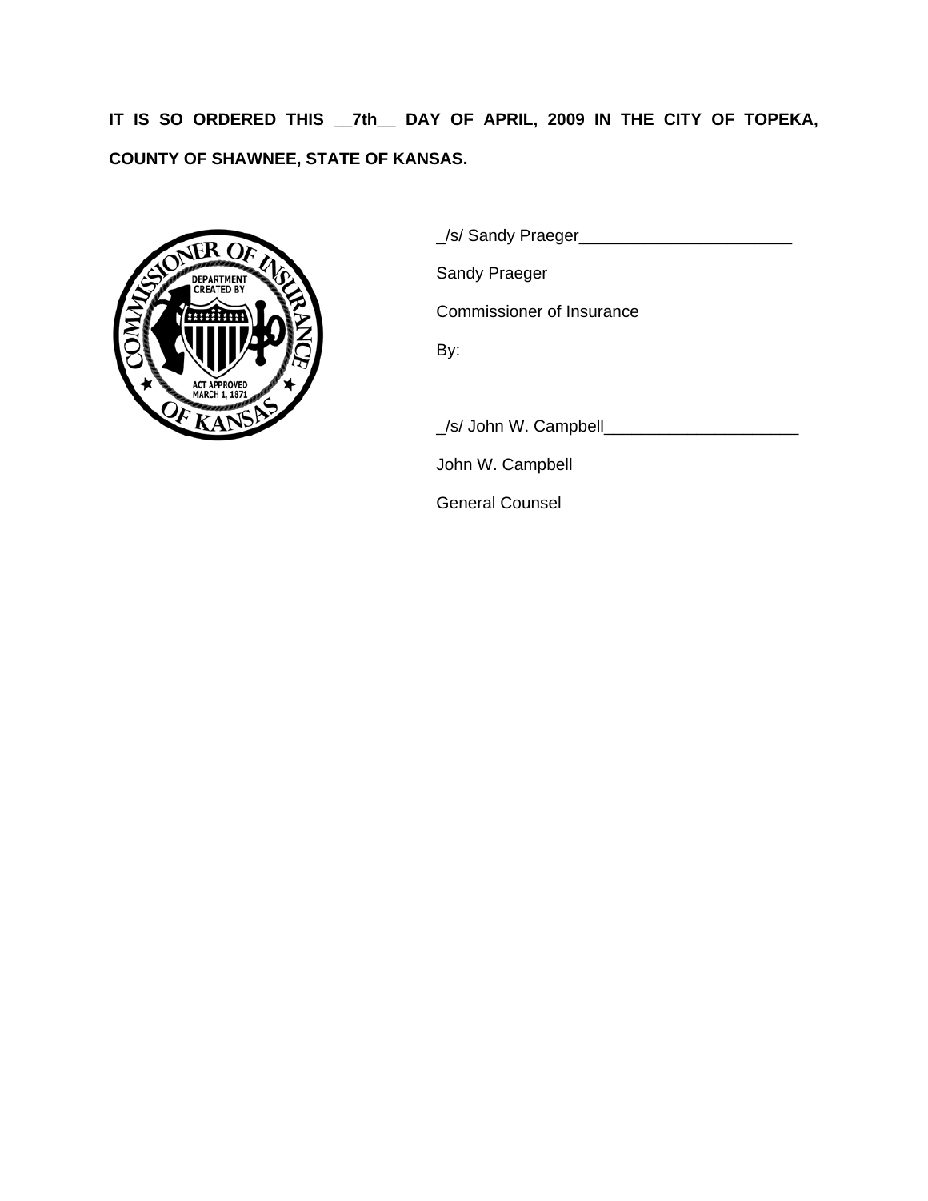**IT IS SO ORDERED THIS __7th__ DAY OF APRIL, 2009 IN THE CITY OF TOPEKA, COUNTY OF SHAWNEE, STATE OF KANSAS.**

_/s/ Sandy Praeger_______________________

Sandy Praeger

Commissioner of Insurance

By:

_/s/ John W. Campbell____________________

John W. Campbell

General Counsel